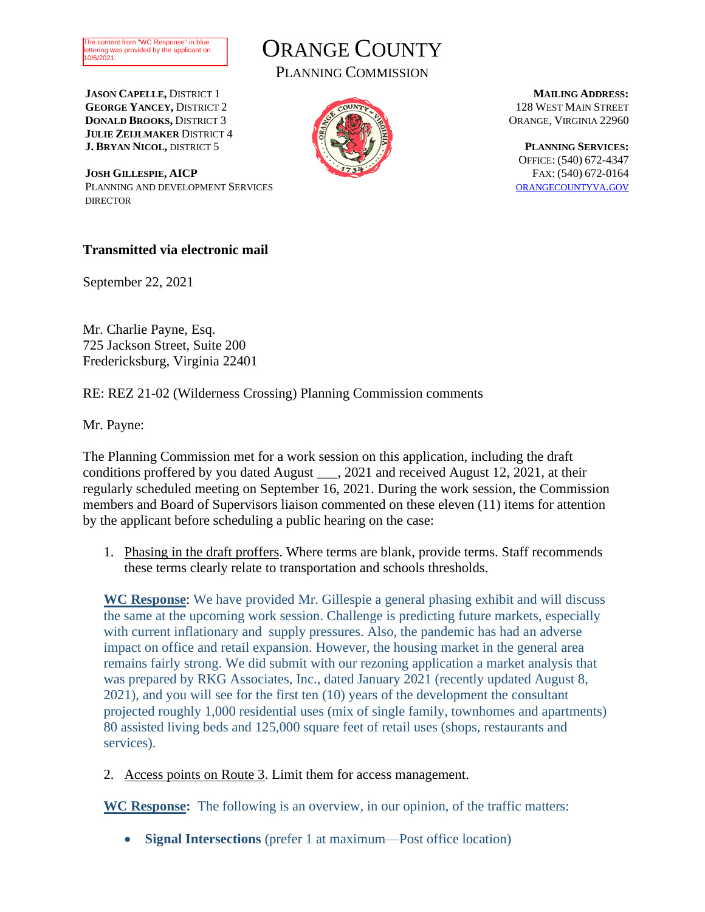The content from "WC Response" in blue lettering was provided by the applicant on 10/6/2021.

# ORANGE COUNTY

## PLANNING COMMISSION

**JASON CAPELLE,** DISTRICT 1
**GEORGE YANCEY,** DISTRICT 2
**DONALD BROOKS,** DISTRICT 3
**JULIE ZEIJLMAKER** DISTRICT 4
**J. BRYAN NICOL,** DISTRICT 5

**JOSH GILLESPIE, AICP**
PLANNING AND DEVELOPMENT SERVICES DIRECTOR

**MAILING ADDRESS:**
128 WEST MAIN STREET
ORANGE, VIRGINIA 22960

**PLANNING SERVICES:**
OFFICE: (540) 672-4347
FAX: (540) 672-0164
ORANGECOUNTYVA.GOV

**Transmitted via electronic mail**

September 22, 2021

Mr. Charlie Payne, Esq.
725 Jackson Street, Suite 200
Fredericksburg, Virginia 22401

RE: REZ 21-02 (Wilderness Crossing) Planning Commission comments

Mr. Payne:

The Planning Commission met for a work session on this application, including the draft conditions proffered by you dated August ___, 2021 and received August 12, 2021, at their regularly scheduled meeting on September 16, 2021. During the work session, the Commission members and Board of Supervisors liaison commented on these eleven (11) items for attention by the applicant before scheduling a public hearing on the case:

1. Phasing in the draft proffers. Where terms are blank, provide terms. Staff recommends these terms clearly relate to transportation and schools thresholds.

**WC Response**: We have provided Mr. Gillespie a general phasing exhibit and will discuss the same at the upcoming work session. Challenge is predicting future markets, especially with current inflationary and supply pressures. Also, the pandemic has had an adverse impact on office and retail expansion. However, the housing market in the general area remains fairly strong. We did submit with our rezoning application a market analysis that was prepared by RKG Associates, Inc., dated January 2021 (recently updated August 8, 2021), and you will see for the first ten (10) years of the development the consultant projected roughly 1,000 residential uses (mix of single family, townhomes and apartments) 80 assisted living beds and 125,000 square feet of retail uses (shops, restaurants and services).

2. Access points on Route 3. Limit them for access management.

**WC Response:** The following is an overview, in our opinion, of the traffic matters:

- **Signal Intersections** (prefer 1 at maximum—Post office location)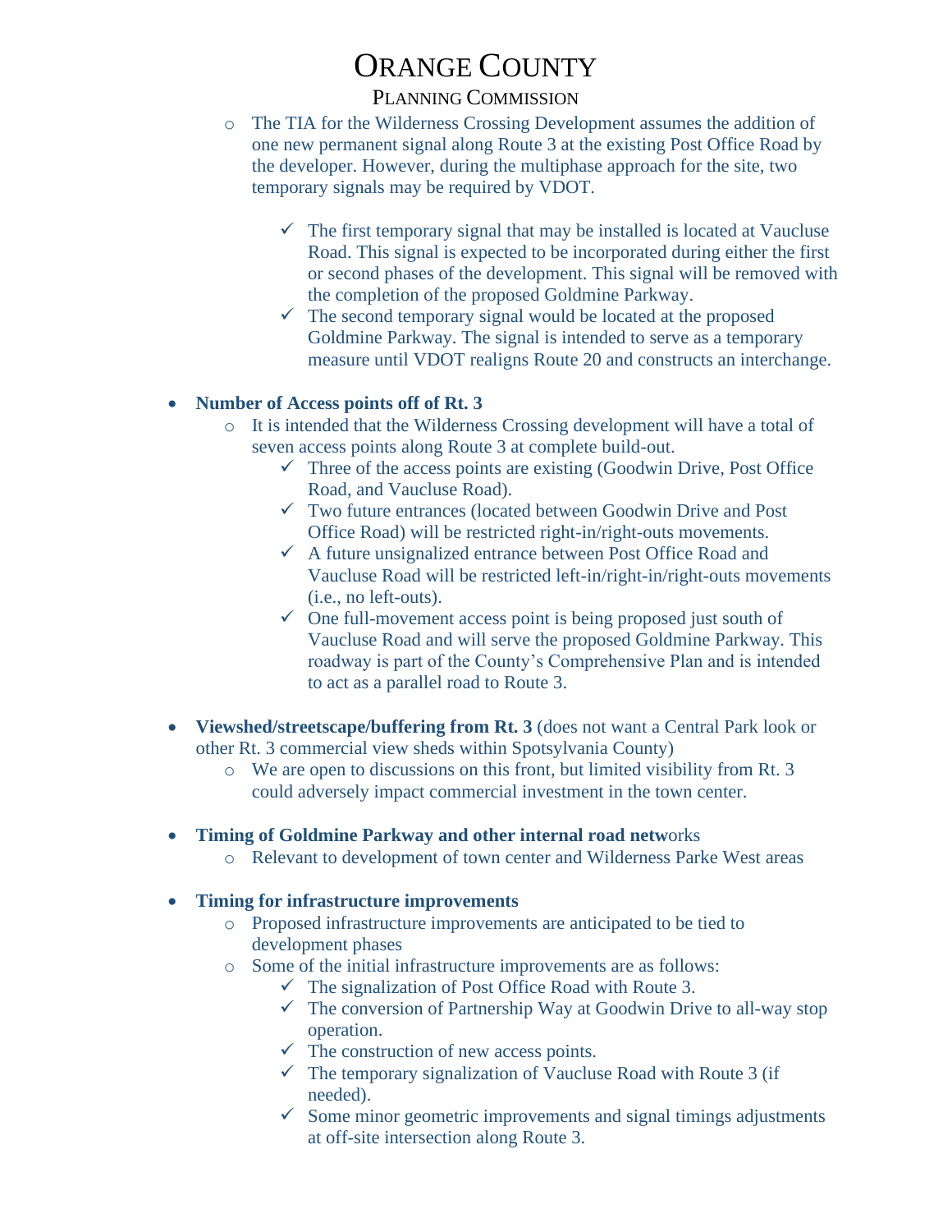- The TIA for the Wilderness Crossing Development assumes the addition of one new permanent signal along Route 3 at the existing Post Office Road by the developer. However, during the multiphase approach for the site, two temporary signals may be required by VDOT.

    - ✓ The first temporary signal that may be installed is located at Vaucluse Road. This signal is expected to be incorporated during either the first or second phases of the development. This signal will be removed with the completion of the proposed Goldmine Parkway.
    - ✓ The second temporary signal would be located at the proposed Goldmine Parkway. The signal is intended to serve as a temporary measure until VDOT realigns Route 20 and constructs an interchange.

- **Number of Access points off of Rt. 3**
    - It is intended that the Wilderness Crossing development will have a total of seven access points along Route 3 at complete build-out.
        - ✓ Three of the access points are existing (Goodwin Drive, Post Office Road, and Vaucluse Road).
        - ✓ Two future entrances (located between Goodwin Drive and Post Office Road) will be restricted right-in/right-outs movements.
        - ✓ A future unsignalized entrance between Post Office Road and Vaucluse Road will be restricted left-in/right-in/right-outs movements (i.e., no left-outs).
        - ✓ One full-movement access point is being proposed just south of Vaucluse Road and will serve the proposed Goldmine Parkway. This roadway is part of the County's Comprehensive Plan and is intended to act as a parallel road to Route 3.

- **Viewshed/streetscape/buffering from Rt. 3** (does not want a Central Park look or other Rt. 3 commercial view sheds within Spotsylvania County)
    - We are open to discussions on this front, but limited visibility from Rt. 3 could adversely impact commercial investment in the town center.

- **Timing of Goldmine Parkway and other internal road netw**orks
    - Relevant to development of town center and Wilderness Parke West areas

- **Timing for infrastructure improvements**
    - Proposed infrastructure improvements are anticipated to be tied to development phases
    - Some of the initial infrastructure improvements are as follows:
        - ✓ The signalization of Post Office Road with Route 3.
        - ✓ The conversion of Partnership Way at Goodwin Drive to all-way stop operation.
        - ✓ The construction of new access points.
        - ✓ The temporary signalization of Vaucluse Road with Route 3 (if needed).
        - ✓ Some minor geometric improvements and signal timings adjustments at off-site intersection along Route 3.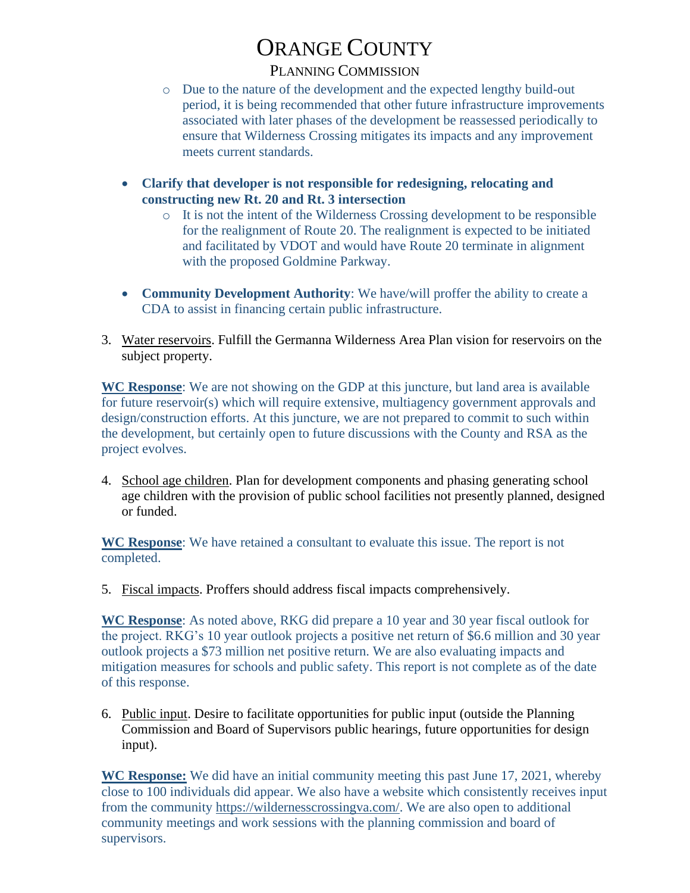- Due to the nature of the development and the expected lengthy build-out period, it is being recommended that other future infrastructure improvements associated with later phases of the development be reassessed periodically to ensure that Wilderness Crossing mitigates its impacts and any improvement meets current standards.

- **Clarify that developer is not responsible for redesigning, relocating and constructing new Rt. 20 and Rt. 3 intersection**
  - It is not the intent of the Wilderness Crossing development to be responsible for the realignment of Route 20. The realignment is expected to be initiated and facilitated by VDOT and would have Route 20 terminate in alignment with the proposed Goldmine Parkway.

- **Community Development Authority**: We have/will proffer the ability to create a CDA to assist in financing certain public infrastructure.

3. Water reservoirs. Fulfill the Germanna Wilderness Area Plan vision for reservoirs on the subject property.

**WC Response**: We are not showing on the GDP at this juncture, but land area is available for future reservoir(s) which will require extensive, multiagency government approvals and design/construction efforts. At this juncture, we are not prepared to commit to such within the development, but certainly open to future discussions with the County and RSA as the project evolves.

4. School age children. Plan for development components and phasing generating school age children with the provision of public school facilities not presently planned, designed or funded.

**WC Response**: We have retained a consultant to evaluate this issue. The report is not completed.

5. Fiscal impacts. Proffers should address fiscal impacts comprehensively.

**WC Response**: As noted above, RKG did prepare a 10 year and 30 year fiscal outlook for the project. RKG's 10 year outlook projects a positive net return of $6.6 million and 30 year outlook projects a $73 million net positive return. We are also evaluating impacts and mitigation measures for schools and public safety. This report is not complete as of the date of this response.

6. Public input. Desire to facilitate opportunities for public input (outside the Planning Commission and Board of Supervisors public hearings, future opportunities for design input).

**WC Response:** We did have an initial community meeting this past June 17, 2021, whereby close to 100 individuals did appear. We also have a website which consistently receives input from the community https://wildernesscrossingva.com/. We are also open to additional community meetings and work sessions with the planning commission and board of supervisors.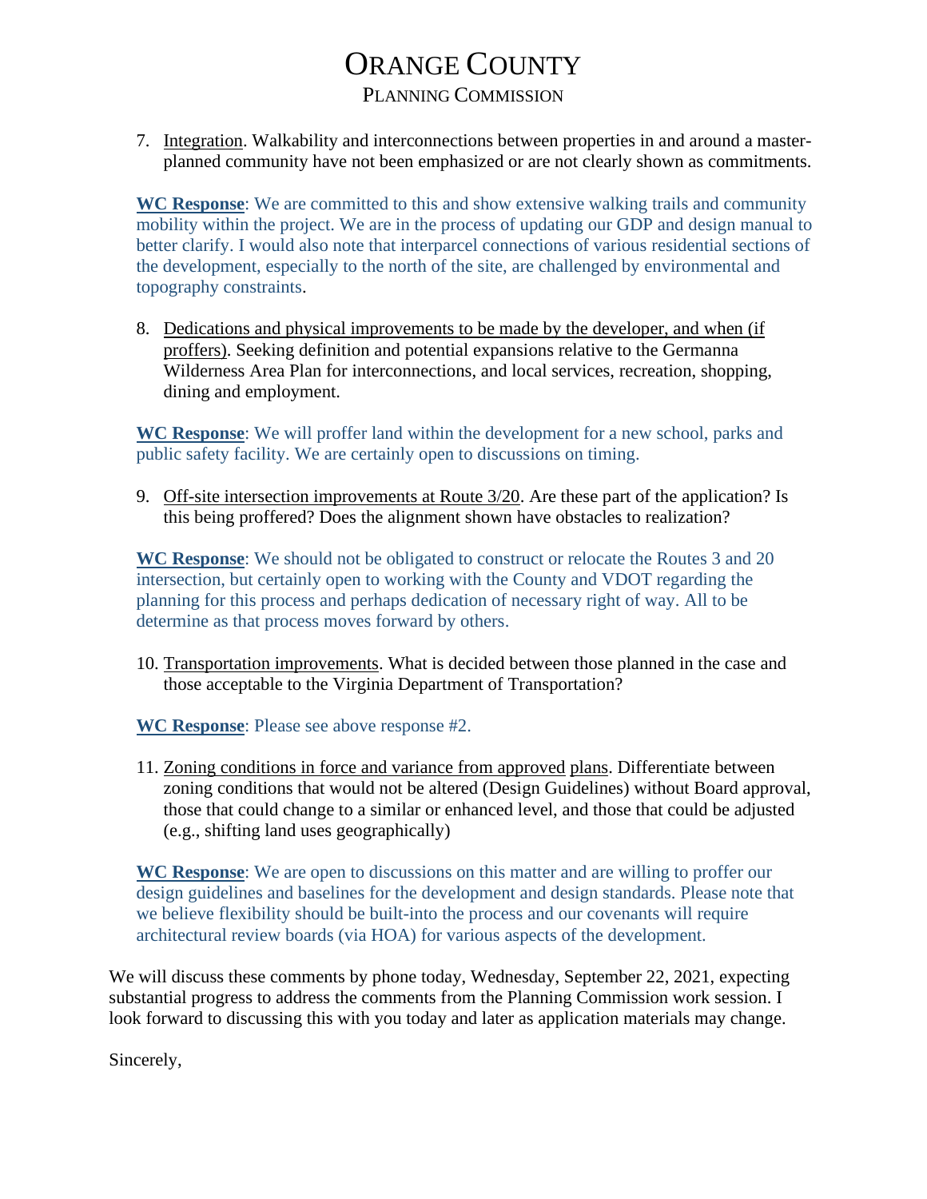7. Integration. Walkability and interconnections between properties in and around a master-planned community have not been emphasized or are not clearly shown as commitments.

**WC Response**: We are committed to this and show extensive walking trails and community mobility within the project. We are in the process of updating our GDP and design manual to better clarify. I would also note that interparcel connections of various residential sections of the development, especially to the north of the site, are challenged by environmental and topography constraints.

8. Dedications and physical improvements to be made by the developer, and when (if proffers). Seeking definition and potential expansions relative to the Germanna Wilderness Area Plan for interconnections, and local services, recreation, shopping, dining and employment.

**WC Response**: We will proffer land within the development for a new school, parks and public safety facility. We are certainly open to discussions on timing.

9. Off-site intersection improvements at Route 3/20. Are these part of the application? Is this being proffered? Does the alignment shown have obstacles to realization?

**WC Response**: We should not be obligated to construct or relocate the Routes 3 and 20 intersection, but certainly open to working with the County and VDOT regarding the planning for this process and perhaps dedication of necessary right of way. All to be determine as that process moves forward by others.

10. Transportation improvements. What is decided between those planned in the case and those acceptable to the Virginia Department of Transportation?

**WC Response**: Please see above response #2.

11. Zoning conditions in force and variance from approved plans. Differentiate between zoning conditions that would not be altered (Design Guidelines) without Board approval, those that could change to a similar or enhanced level, and those that could be adjusted (e.g., shifting land uses geographically)

**WC Response**: We are open to discussions on this matter and are willing to proffer our design guidelines and baselines for the development and design standards. Please note that we believe flexibility should be built-into the process and our covenants will require architectural review boards (via HOA) for various aspects of the development.

We will discuss these comments by phone today, Wednesday, September 22, 2021, expecting substantial progress to address the comments from the Planning Commission work session. I look forward to discussing this with you today and later as application materials may change.

Sincerely,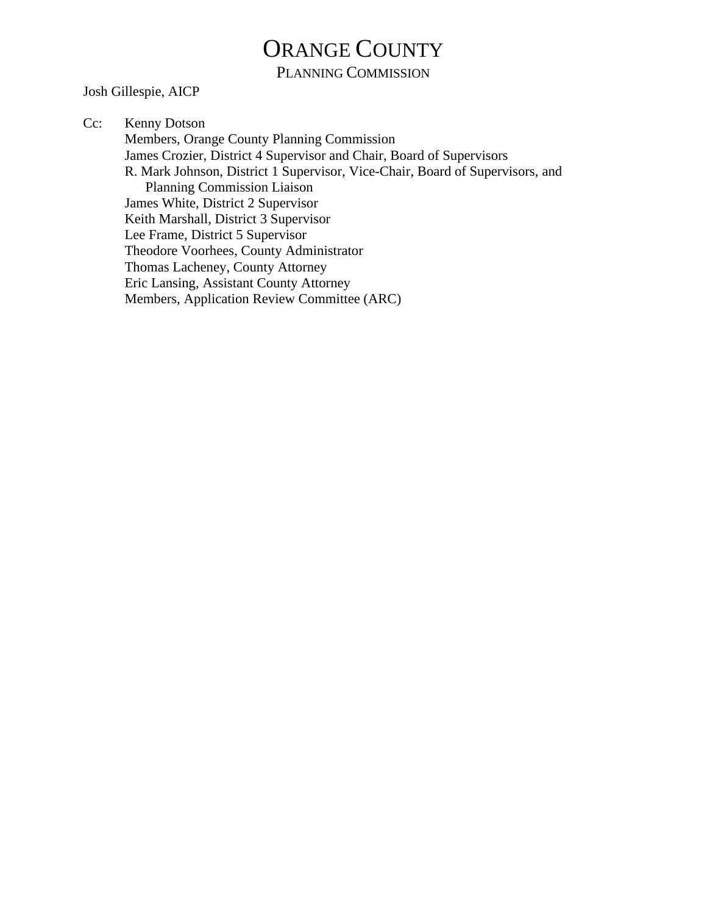# ORANGE COUNTY

## PLANNING COMMISSION

Josh Gillespie, AICP

Cc: Kenny Dotson
Members, Orange County Planning Commission
James Crozier, District 4 Supervisor and Chair, Board of Supervisors
R. Mark Johnson, District 1 Supervisor, Vice-Chair, Board of Supervisors, and Planning Commission Liaison
James White, District 2 Supervisor
Keith Marshall, District 3 Supervisor
Lee Frame, District 5 Supervisor
Theodore Voorhees, County Administrator
Thomas Lacheney, County Attorney
Eric Lansing, Assistant County Attorney
Members, Application Review Committee (ARC)